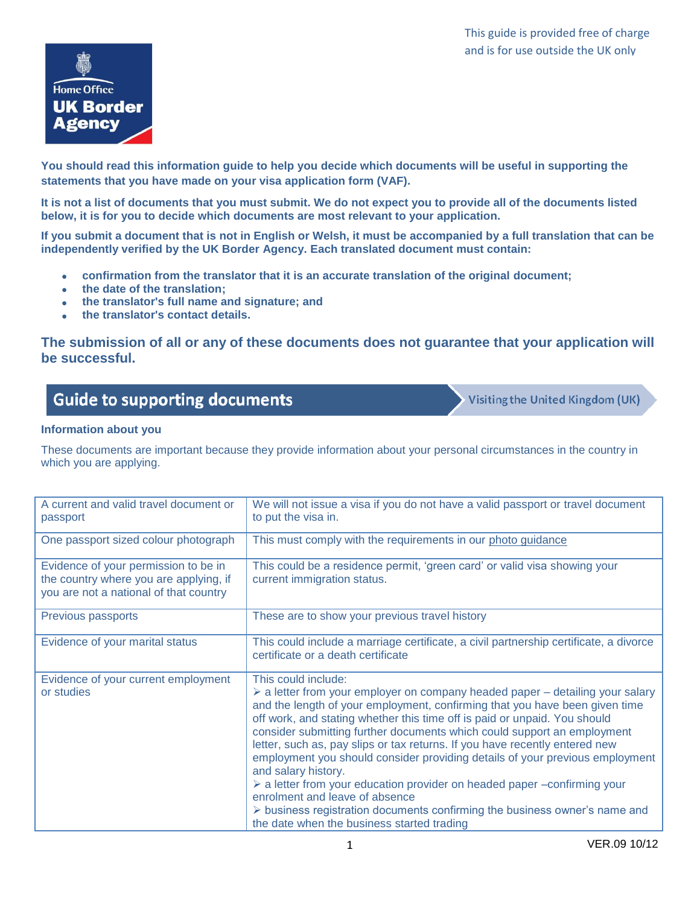This guide is provided free of charge and is for use outside the UK only

Home Office
UK Border Agency

**You should read this information guide to help you decide which documents will be useful in supporting the statements that you have made on your visa application form (VAF).**

**It is not a list of documents that you must submit. We do not expect you to provide all of the documents listed below, it is for you to decide which documents are most relevant to your application.**

**If you submit a document that is not in English or Welsh, it must be accompanied by a full translation that can be independently verified by the UK Border Agency. Each translated document must contain:**

- **confirmation from the translator that it is an accurate translation of the original document;**
- **the date of the translation;**
- **the translator's full name and signature; and**
- **the translator's contact details.**

## The submission of all or any of these documents does not guarantee that your application will be successful.

# Guide to supporting documents

Visiting the United Kingdom (UK)

### Information about you

These documents are important because they provide information about your personal circumstances in the country in which you are applying.

| Document | Details |
|---|---|
| A current and valid travel document or passport | We will not issue a visa if you do not have a valid passport or travel document to put the visa in. |
| One passport sized colour photograph | This must comply with the requirements in our photo guidance |
| Evidence of your permission to be in the country where you are applying, if you are not a national of that country | This could be a residence permit, 'green card' or valid visa showing your current immigration status. |
| Previous passports | These are to show your previous travel history |
| Evidence of your marital status | This could include a marriage certificate, a civil partnership certificate, a divorce certificate or a death certificate |
| Evidence of your current employment or studies | This could include:<br>➢ a letter from your employer on company headed paper – detailing your salary and the length of your employment, confirming that you have been given time off work, and stating whether this time off is paid or unpaid. You should consider submitting further documents which could support an employment letter, such as, pay slips or tax returns. If you have recently entered new employment you should consider providing details of your previous employment and salary history.<br>➢ a letter from your education provider on headed paper –confirming your enrolment and leave of absence<br>➢ business registration documents confirming the business owner's name and the date when the business started trading |

VER.09 10/12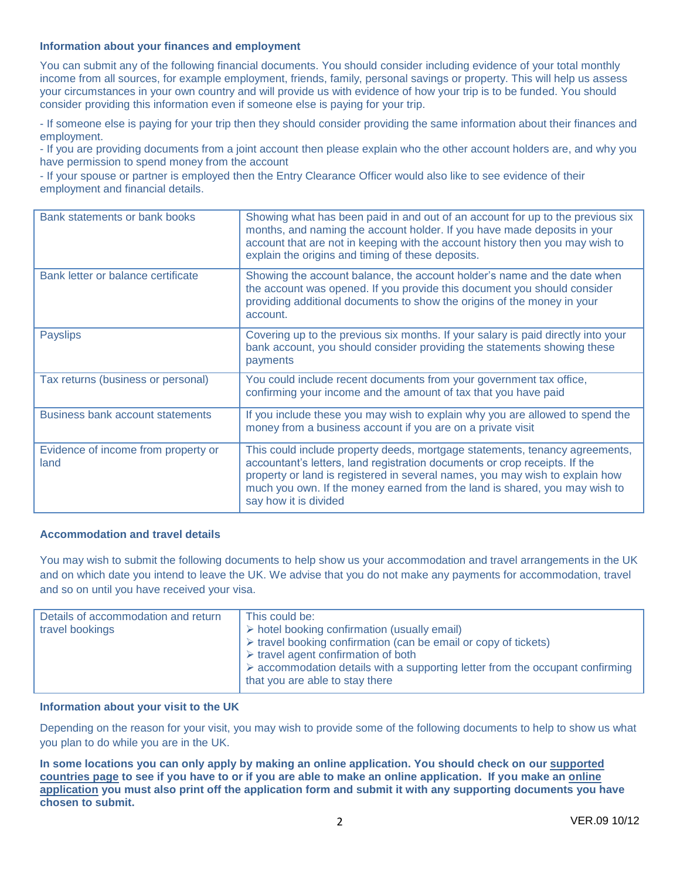**Information about your finances and employment**

You can submit any of the following financial documents. You should consider including evidence of your total monthly income from all sources, for example employment, friends, family, personal savings or property. This will help us assess your circumstances in your own country and will provide us with evidence of how your trip is to be funded. You should consider providing this information even if someone else is paying for your trip.

- If someone else is paying for your trip then they should consider providing the same information about their finances and employment.
- If you are providing documents from a joint account then please explain who the other account holders are, and why you have permission to spend money from the account
- If your spouse or partner is employed then the Entry Clearance Officer would also like to see evidence of their employment and financial details.

| | |
|---|---|
| Bank statements or bank books | Showing what has been paid in and out of an account for up to the previous six months, and naming the account holder. If you have made deposits in your account that are not in keeping with the account history then you may wish to explain the origins and timing of these deposits. |
| Bank letter or balance certificate | Showing the account balance, the account holder's name and the date when the account was opened. If you provide this document you should consider providing additional documents to show the origins of the money in your account. |
| Payslips | Covering up to the previous six months. If your salary is paid directly into your bank account, you should consider providing the statements showing these payments |
| Tax returns (business or personal) | You could include recent documents from your government tax office, confirming your income and the amount of tax that you have paid |
| Business bank account statements | If you include these you may wish to explain why you are allowed to spend the money from a business account if you are on a private visit |
| Evidence of income from property or land | This could include property deeds, mortgage statements, tenancy agreements, accountant's letters, land registration documents or crop receipts. If the property or land is registered in several names, you may wish to explain how much you own. If the money earned from the land is shared, you may wish to say how it is divided |

**Accommodation and travel details**

You may wish to submit the following documents to help show us your accommodation and travel arrangements in the UK and on which date you intend to leave the UK. We advise that you do not make any payments for accommodation, travel and so on until you have received your visa.

| | |
|---|---|
| Details of accommodation and return travel bookings | This could be:<br>➢ hotel booking confirmation (usually email)<br>➢ travel booking confirmation (can be email or copy of tickets)<br>➢ travel agent confirmation of both<br>➢ accommodation details with a supporting letter from the occupant confirming that you are able to stay there |

**Information about your visit to the UK**

Depending on the reason for your visit, you may wish to provide some of the following documents to help to show us what you plan to do while you are in the UK.

**In some locations you can only apply by making an online application. You should check on our supported countries page to see if you have to or if you are able to make an online application. If you make an online application you must also print off the application form and submit it with any supporting documents you have chosen to submit.**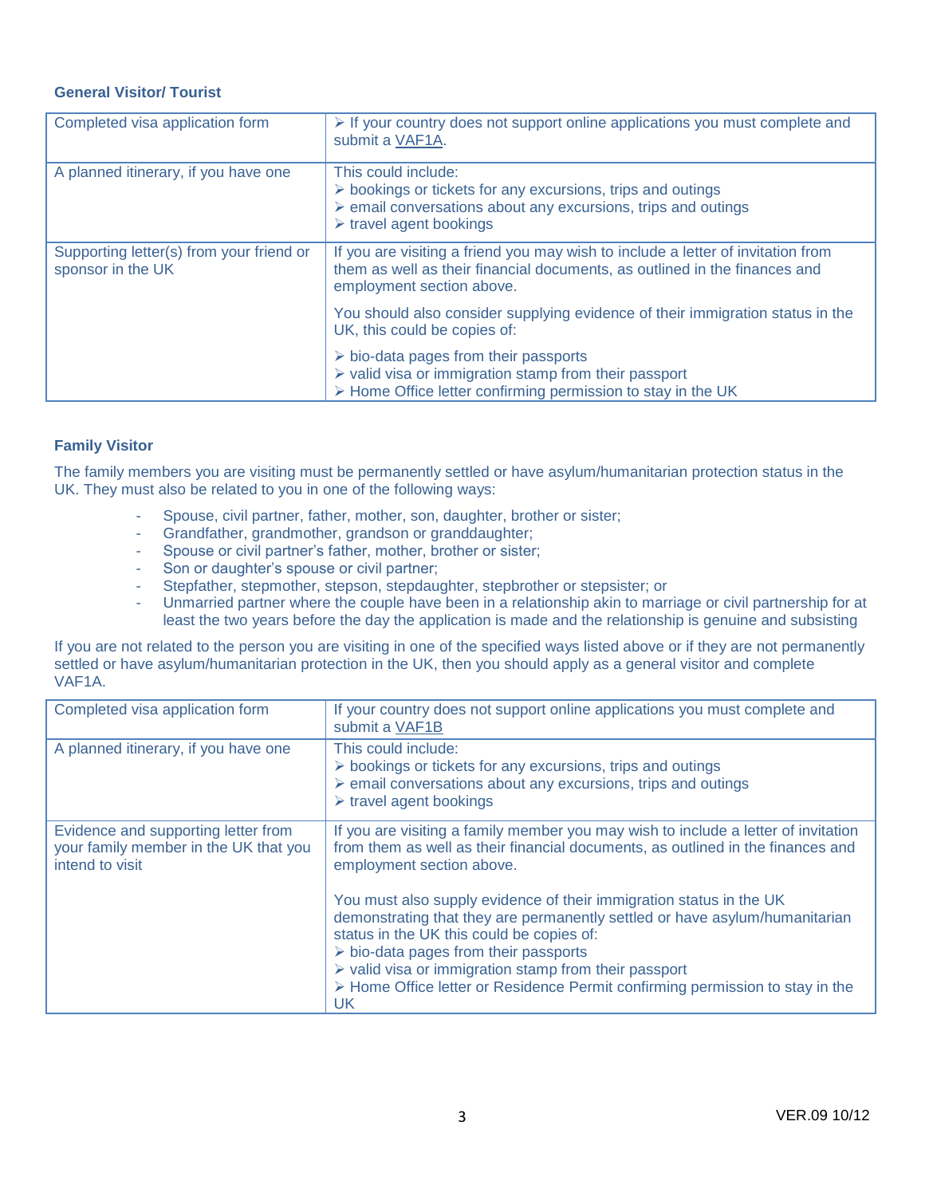### General Visitor/ Tourist

| | |
|---|---|
| Completed visa application form | ➢ If your country does not support online applications you must complete and submit a VAF1A. |
| A planned itinerary, if you have one | This could include:<br>➢ bookings or tickets for any excursions, trips and outings<br>➢ email conversations about any excursions, trips and outings<br>➢ travel agent bookings |
| Supporting letter(s) from your friend or sponsor in the UK | If you are visiting a friend you may wish to include a letter of invitation from them as well as their financial documents, as outlined in the finances and employment section above.<br><br>You should also consider supplying evidence of their immigration status in the UK, this could be copies of:<br><br>➢ bio-data pages from their passports<br>➢ valid visa or immigration stamp from their passport<br>➢ Home Office letter confirming permission to stay in the UK |

### Family Visitor

The family members you are visiting must be permanently settled or have asylum/humanitarian protection status in the UK. They must also be related to you in one of the following ways:

- Spouse, civil partner, father, mother, son, daughter, brother or sister;
- Grandfather, grandmother, grandson or granddaughter;
- Spouse or civil partner's father, mother, brother or sister;
- Son or daughter's spouse or civil partner;
- Stepfather, stepmother, stepson, stepdaughter, stepbrother or stepsister; or
- Unmarried partner where the couple have been in a relationship akin to marriage or civil partnership for at least the two years before the day the application is made and the relationship is genuine and subsisting

If you are not related to the person you are visiting in one of the specified ways listed above or if they are not permanently settled or have asylum/humanitarian protection in the UK, then you should apply as a general visitor and complete VAF1A.

| | |
|---|---|
| Completed visa application form | If your country does not support online applications you must complete and submit a VAF1B |
| A planned itinerary, if you have one | This could include:<br>➢ bookings or tickets for any excursions, trips and outings<br>➢ email conversations about any excursions, trips and outings<br>➢ travel agent bookings |
| Evidence and supporting letter from your family member in the UK that you intend to visit | If you are visiting a family member you may wish to include a letter of invitation from them as well as their financial documents, as outlined in the finances and employment section above.<br><br>You must also supply evidence of their immigration status in the UK demonstrating that they are permanently settled or have asylum/humanitarian status in the UK this could be copies of:<br>➢ bio-data pages from their passports<br>➢ valid visa or immigration stamp from their passport<br>➢ Home Office letter or Residence Permit confirming permission to stay in the UK |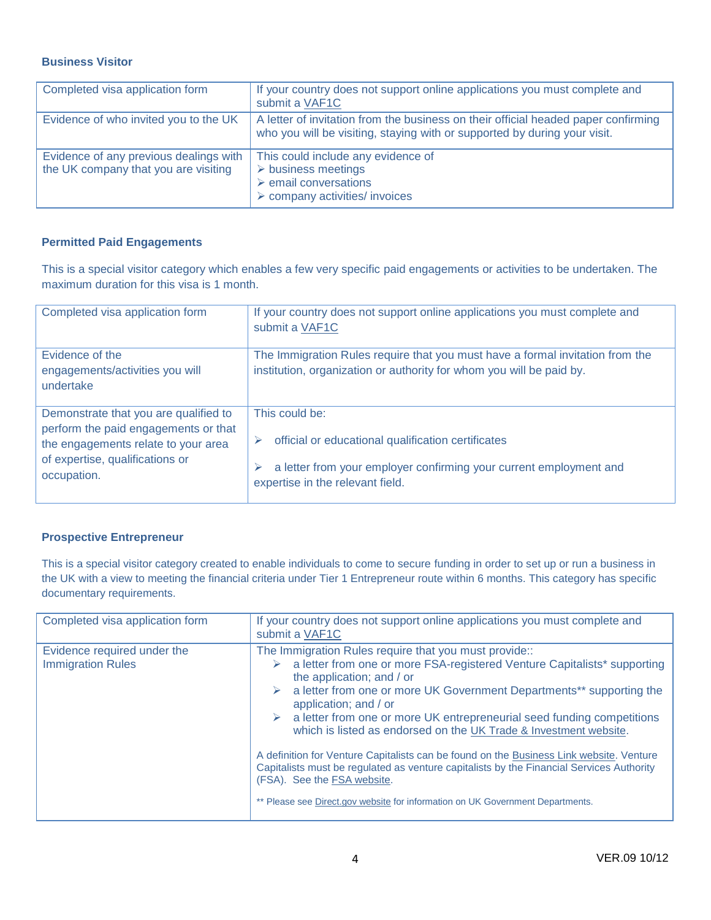### Business Visitor

| | |
|---|---|
| Completed visa application form | If your country does not support online applications you must complete and submit a VAF1C |
| Evidence of who invited you to the UK | A letter of invitation from the business on their official headed paper confirming who you will be visiting, staying with or supported by during your visit. |
| Evidence of any previous dealings with the UK company that you are visiting | This could include any evidence of<br>➢ business meetings<br>➢ email conversations<br>➢ company activities/ invoices |

### Permitted Paid Engagements

This is a special visitor category which enables a few very specific paid engagements or activities to be undertaken. The maximum duration for this visa is 1 month.

| | |
|---|---|
| Completed visa application form | If your country does not support online applications you must complete and submit a VAF1C |
| Evidence of the engagements/activities you will undertake | The Immigration Rules require that you must have a formal invitation from the institution, organization or authority for whom you will be paid by. |
| Demonstrate that you are qualified to perform the paid engagements or that the engagements relate to your area of expertise, qualifications or occupation. | This could be:<br>➢ official or educational qualification certificates<br>➢ a letter from your employer confirming your current employment and expertise in the relevant field. |

### Prospective Entrepreneur

This is a special visitor category created to enable individuals to come to secure funding in order to set up or run a business in the UK with a view to meeting the financial criteria under Tier 1 Entrepreneur route within 6 months. This category has specific documentary requirements.

| | |
|---|---|
| Completed visa application form | If your country does not support online applications you must complete and submit a VAF1C |
| Evidence required under the Immigration Rules | The Immigration Rules require that you must provide::<br>➢ a letter from one or more FSA-registered Venture Capitalists* supporting the application; and / or<br>➢ a letter from one or more UK Government Departments** supporting the application; and / or<br>➢ a letter from one or more UK entrepreneurial seed funding competitions which is listed as endorsed on the UK Trade & Investment website.<br><br>A definition for Venture Capitalists can be found on the Business Link website. Venture Capitalists must be regulated as venture capitalists by the Financial Services Authority (FSA). See the FSA website.<br><br>** Please see Direct.gov website for information on UK Government Departments. |

VER.09 10/12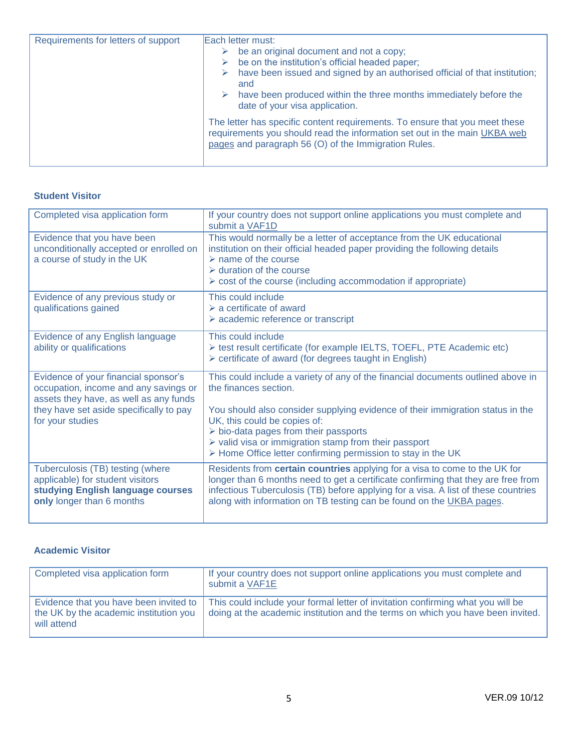| Requirements for letters of support | Each letter must:<br>➢ be an original document and not a copy;<br>➢ be on the institution's official headed paper;<br>➢ have been issued and signed by an authorised official of that institution; and<br>➢ have been produced within the three months immediately before the date of your visa application.<br><br>The letter has specific content requirements. To ensure that you meet these requirements you should read the information set out in the main UKBA web pages and paragraph 56 (O) of the Immigration Rules. |
|---|---|

### Student Visitor

| Completed visa application form | If your country does not support online applications you must complete and submit a VAF1D |
|---|---|
| Evidence that you have been unconditionally accepted or enrolled on a course of study in the UK | This would normally be a letter of acceptance from the UK educational institution on their official headed paper providing the following details<br>➢ name of the course<br>➢ duration of the course<br>➢ cost of the course (including accommodation if appropriate) |
| Evidence of any previous study or qualifications gained | This could include<br>➢ a certificate of award<br>➢ academic reference or transcript |
| Evidence of any English language ability or qualifications | This could include<br>➢ test result certificate (for example IELTS, TOEFL, PTE Academic etc)<br>➢ certificate of award (for degrees taught in English) |
| Evidence of your financial sponsor's occupation, income and any savings or assets they have, as well as any funds they have set aside specifically to pay for your studies | This could include a variety of any of the financial documents outlined above in the finances section.<br><br>You should also consider supplying evidence of their immigration status in the UK, this could be copies of:<br>➢ bio-data pages from their passports<br>➢ valid visa or immigration stamp from their passport<br>➢ Home Office letter confirming permission to stay in the UK |
| Tuberculosis (TB) testing (where applicable) for student visitors **studying English language courses only** longer than 6 months | Residents from **certain countries** applying for a visa to come to the UK for longer than 6 months need to get a certificate confirming that they are free from infectious Tuberculosis (TB) before applying for a visa. A list of these countries along with information on TB testing can be found on the UKBA pages. |

### Academic Visitor

| Completed visa application form | If your country does not support online applications you must complete and submit a VAF1E |
|---|---|
| Evidence that you have been invited to the UK by the academic institution you will attend | This could include your formal letter of invitation confirming what you will be doing at the academic institution and the terms on which you have been invited. |

VER.09 10/12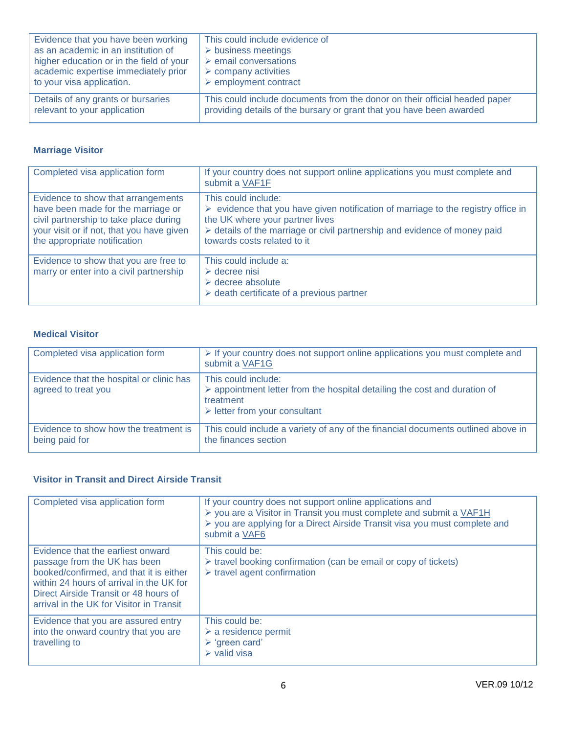| | |
|---|---|
| Evidence that you have been working as an academic in an institution of higher education or in the field of your academic expertise immediately prior to your visa application. | This could include evidence of<br>➢ business meetings<br>➢ email conversations<br>➢ company activities<br>➢ employment contract |
| Details of any grants or bursaries relevant to your application | This could include documents from the donor on their official headed paper providing details of the bursary or grant that you have been awarded |

### Marriage Visitor

| | |
|---|---|
| Completed visa application form | If your country does not support online applications you must complete and submit a VAF1F |
| Evidence to show that arrangements have been made for the marriage or civil partnership to take place during your visit or if not, that you have given the appropriate notification | This could include:<br>➢ evidence that you have given notification of marriage to the registry office in the UK where your partner lives<br>➢ details of the marriage or civil partnership and evidence of money paid towards costs related to it |
| Evidence to show that you are free to marry or enter into a civil partnership | This could include a:<br>➢ decree nisi<br>➢ decree absolute<br>➢ death certificate of a previous partner |

### Medical Visitor

| | |
|---|---|
| Completed visa application form | ➢ If your country does not support online applications you must complete and submit a VAF1G |
| Evidence that the hospital or clinic has agreed to treat you | This could include:<br>➢ appointment letter from the hospital detailing the cost and duration of treatment<br>➢ letter from your consultant |
| Evidence to show how the treatment is being paid for | This could include a variety of any of the financial documents outlined above in the finances section |

### Visitor in Transit and Direct Airside Transit

| | |
|---|---|
| Completed visa application form | If your country does not support online applications and<br>➢ you are a Visitor in Transit you must complete and submit a VAF1H<br>➢ you are applying for a Direct Airside Transit visa you must complete and submit a VAF6 |
| Evidence that the earliest onward passage from the UK has been booked/confirmed, and that it is either within 24 hours of arrival in the UK for Direct Airside Transit or 48 hours of arrival in the UK for Visitor in Transit | This could be:<br>➢ travel booking confirmation (can be email or copy of tickets)<br>➢ travel agent confirmation |
| Evidence that you are assured entry into the onward country that you are travelling to | This could be:<br>➢ a residence permit<br>➢ 'green card'<br>➢ valid visa |

VER.09 10/12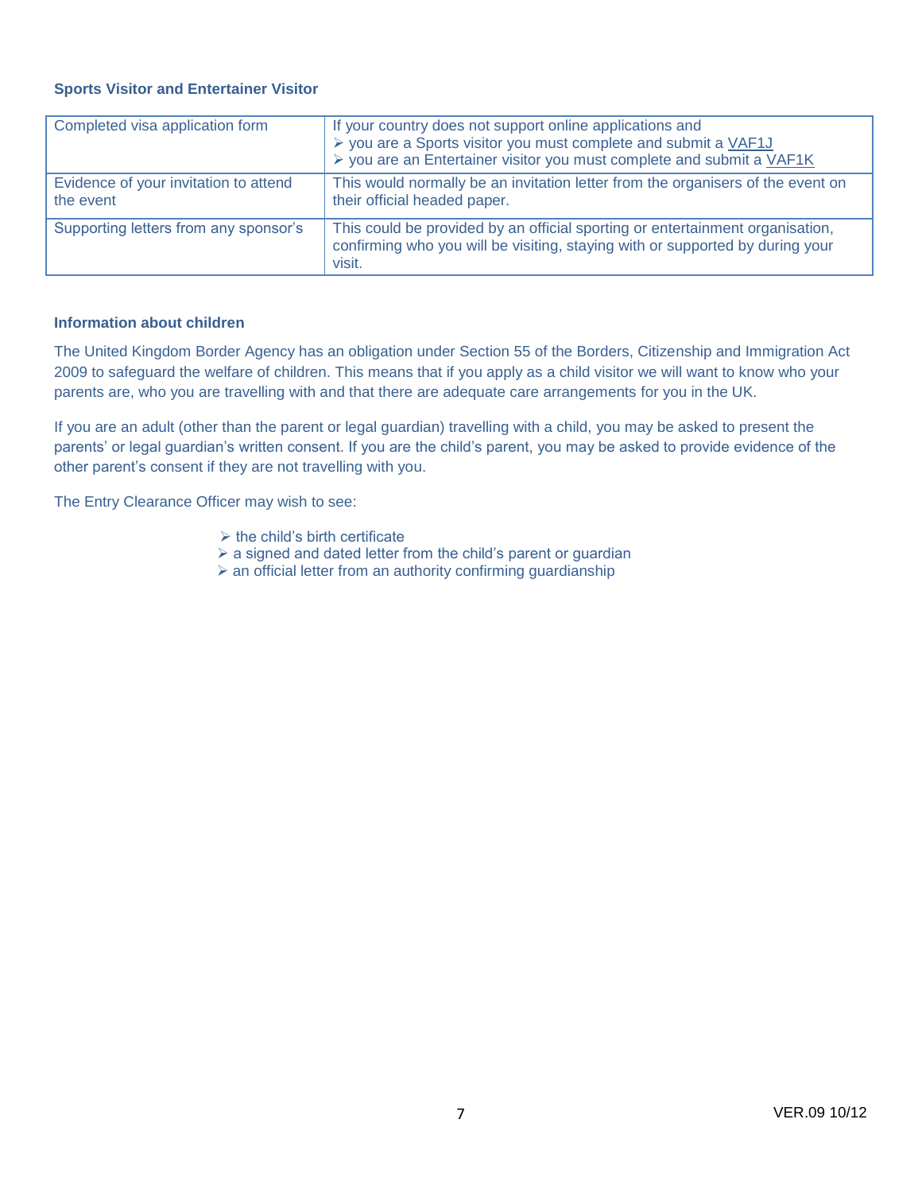### Sports Visitor and Entertainer Visitor

| | |
|---|---|
| Completed visa application form | If your country does not support online applications and<br>➢ you are a Sports visitor you must complete and submit a VAF1J<br>➢ you are an Entertainer visitor you must complete and submit a VAF1K |
| Evidence of your invitation to attend the event | This would normally be an invitation letter from the organisers of the event on their official headed paper. |
| Supporting letters from any sponsor's | This could be provided by an official sporting or entertainment organisation, confirming who you will be visiting, staying with or supported by during your visit. |

### Information about children

The United Kingdom Border Agency has an obligation under Section 55 of the Borders, Citizenship and Immigration Act 2009 to safeguard the welfare of children. This means that if you apply as a child visitor we will want to know who your parents are, who you are travelling with and that there are adequate care arrangements for you in the UK.

If you are an adult (other than the parent or legal guardian) travelling with a child, you may be asked to present the parents' or legal guardian's written consent. If you are the child's parent, you may be asked to provide evidence of the other parent's consent if they are not travelling with you.

The Entry Clearance Officer may wish to see:

- the child's birth certificate
- a signed and dated letter from the child's parent or guardian
- an official letter from an authority confirming guardianship

VER.09 10/12